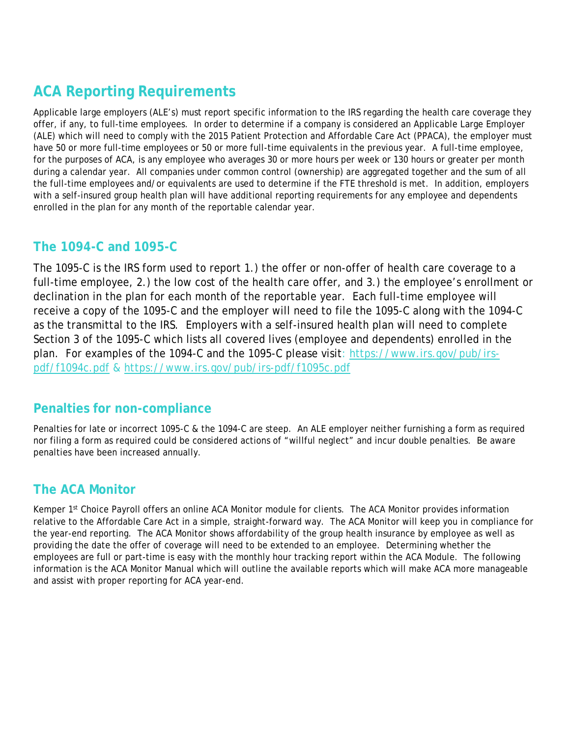## ACA Reporting Requirements

Applicable large employers (ALE's) must report specific information to the IRS regarding the health care coverage they offer, if any, to full-time employees. In order to determine if a company is considered an Applicable Large Employer (ALE) which will need to comply with the 2015 Patient Protection and Affordable Care Act (PPACA), the employer must have 50 or more full-time employees or 50 or more full-time equivalents in the previous year. A full-time employee, for the purposes of ACA, is any employee who averages 30 or more hours per week or 130 hours or greater per month during a calendar year. All companies under common control (ownership) are aggregated together and the sum of all the full-time employees and/or equivalents are used to determine if the FTE threshold is met. In addition, employers with a self-insured group health plan will have additional reporting requirements for any employee and dependents enrolled in the plan for any month of the reportable calendar year.

### The 1094-C and 1095-C

The 1095-C is the IRS form used to report 1.) the offer or non-offer of health care coverage to a full-time employee, 2.) the low cost of the health care offer, and 3.) the employee's enrollment or declination in the plan for each month of the reportable year. Each full-time employee will receive a copy of the 1095-C and the employer will need to file the 1095-C along with the 1094-C as the transmittal to the IRS. Employers with a self-insured health plan will need to complete Section 3 of the 1095-C which lists all covered lives (employee and dependents) enrolled in the plan. For examples of the 1094-C and the 1095-C please visit: https://www.irs.gov/pub/irs-pdf/f1094c.pdf & https://www.irs.gov/pub/irs-pdf/f1095c.pdf

### Penalties for non-compliance

Penalties for late or incorrect 1095-C & the 1094-C are steep. An ALE employer neither furnishing a form as required nor filing a form as required could be considered actions of "willful neglect" and incur double penalties. Be aware penalties have been increased annually.

### The ACA Monitor

Kemper 1st Choice Payroll offers an online ACA Monitor module for clients. The ACA Monitor provides information relative to the Affordable Care Act in a simple, straight-forward way. The ACA Monitor will keep you in compliance for the year-end reporting. The ACA Monitor shows affordability of the group health insurance by employee as well as providing the date the offer of coverage will need to be extended to an employee. Determining whether the employees are full or part-time is easy with the monthly hour tracking report within the ACA Module. The following information is the ACA Monitor Manual which will outline the available reports which will make ACA more manageable and assist with proper reporting for ACA year-end.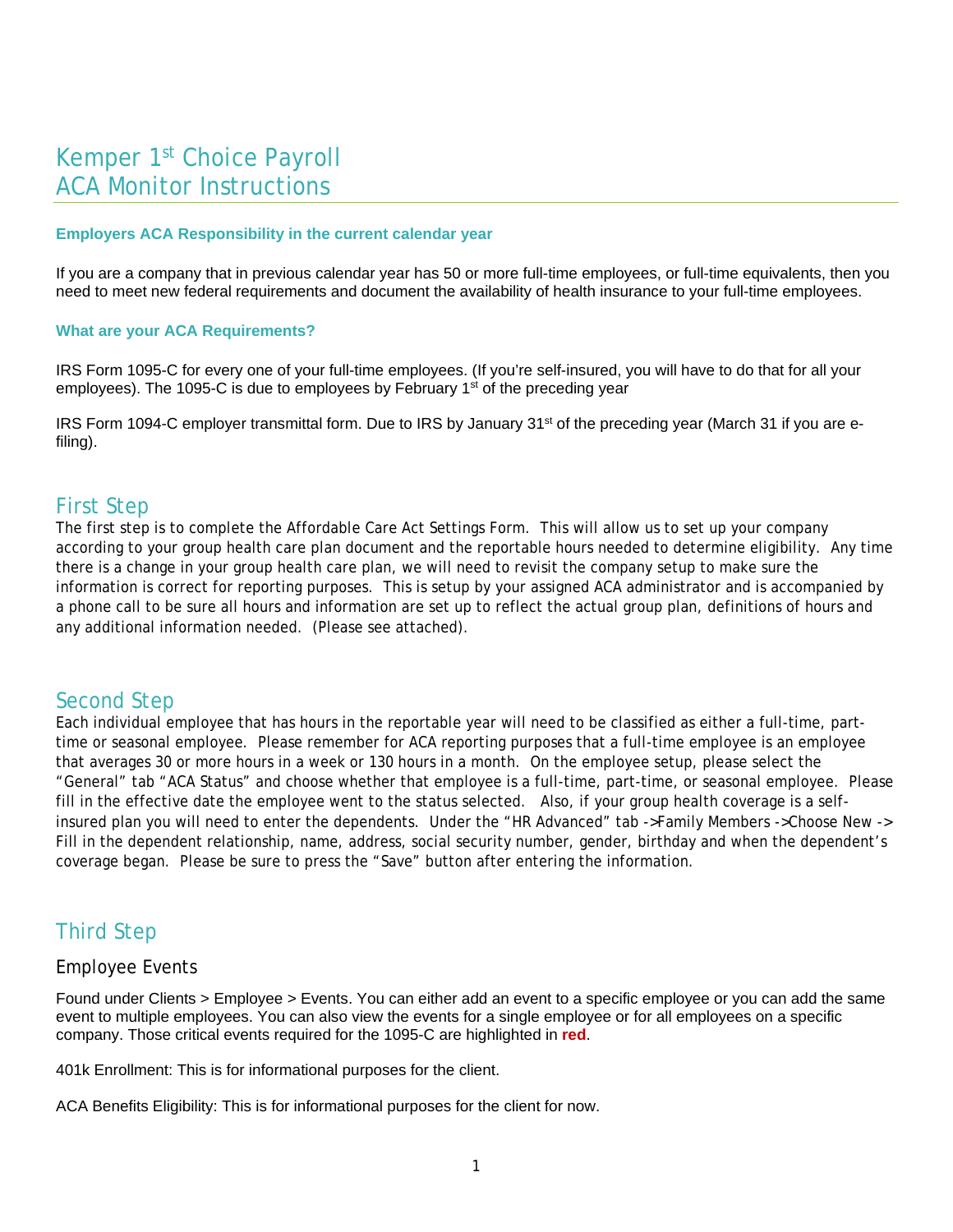# Kemper 1st Choice Payroll
# ACA Monitor Instructions

### Employers ACA Responsibility in the current calendar year

If you are a company that in previous calendar year has 50 or more full-time employees, or full-time equivalents, then you need to meet new federal requirements and document the availability of health insurance to your full-time employees.

### What are your ACA Requirements?

IRS Form 1095-C for every one of your full-time employees. (If you're self-insured, you will have to do that for all your employees). The 1095-C is due to employees by February 1st of the preceding year

IRS Form 1094-C employer transmittal form. Due to IRS by January 31st of the preceding year (March 31 if you are e-filing).

## First Step

The first step is to complete the Affordable Care Act Settings Form. This will allow us to set up your company according to your group health care plan document and the reportable hours needed to determine eligibility. Any time there is a change in your group health care plan, we will need to revisit the company setup to make sure the information is correct for reporting purposes. This is setup by your assigned ACA administrator and is accompanied by a phone call to be sure all hours and information are set up to reflect the actual group plan, definitions of hours and any additional information needed. (Please see attached).

## Second Step

Each individual employee that has hours in the reportable year will need to be classified as either a full-time, part-time or seasonal employee. Please remember for ACA reporting purposes that a full-time employee is an employee that averages 30 or more hours in a week or 130 hours in a month. On the employee setup, please select the "General" tab "ACA Status" and choose whether that employee is a full-time, part-time, or seasonal employee. Please fill in the effective date the employee went to the status selected. Also, if your group health coverage is a self-insured plan you will need to enter the dependents. Under the "HR Advanced" tab ->Family Members ->Choose New -> Fill in the dependent relationship, name, address, social security number, gender, birthday and when the dependent's coverage began. Please be sure to press the "Save" button after entering the information.

## Third Step

### Employee Events

Found under Clients > Employee > Events. You can either add an event to a specific employee or you can add the same event to multiple employees. You can also view the events for a single employee or for all employees on a specific company. Those critical events required for the 1095-C are highlighted in **red**.

401k Enrollment: This is for informational purposes for the client.

ACA Benefits Eligibility: This is for informational purposes for the client for now.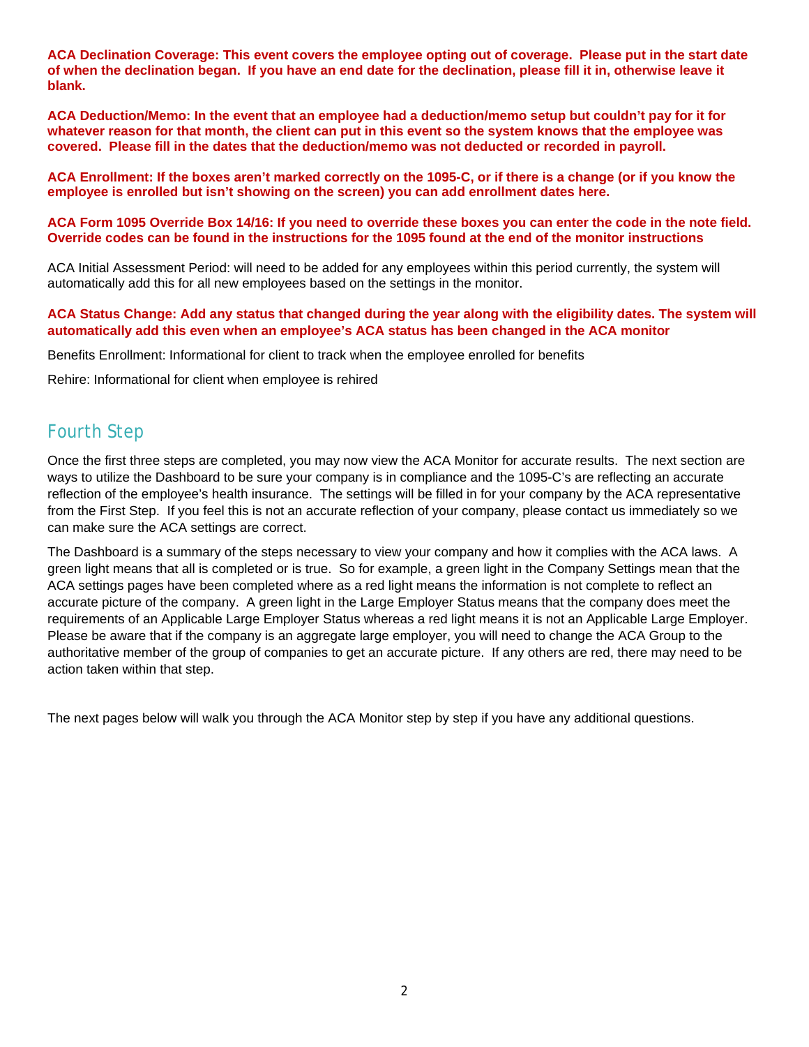**ACA Declination Coverage: This event covers the employee opting out of coverage. Please put in the start date of when the declination began. If you have an end date for the declination, please fill it in, otherwise leave it blank.**

**ACA Deduction/Memo: In the event that an employee had a deduction/memo setup but couldn't pay for it for whatever reason for that month, the client can put in this event so the system knows that the employee was covered. Please fill in the dates that the deduction/memo was not deducted or recorded in payroll.**

**ACA Enrollment: If the boxes aren't marked correctly on the 1095-C, or if there is a change (or if you know the employee is enrolled but isn't showing on the screen) you can add enrollment dates here.**

**ACA Form 1095 Override Box 14/16: If you need to override these boxes you can enter the code in the note field. Override codes can be found in the instructions for the 1095 found at the end of the monitor instructions**

ACA Initial Assessment Period: will need to be added for any employees within this period currently, the system will automatically add this for all new employees based on the settings in the monitor.

**ACA Status Change: Add any status that changed during the year along with the eligibility dates. The system will automatically add this even when an employee's ACA status has been changed in the ACA monitor**

Benefits Enrollment: Informational for client to track when the employee enrolled for benefits

Rehire: Informational for client when employee is rehired

## Fourth Step

Once the first three steps are completed, you may now view the ACA Monitor for accurate results. The next section are ways to utilize the Dashboard to be sure your company is in compliance and the 1095-C's are reflecting an accurate reflection of the employee's health insurance. The settings will be filled in for your company by the ACA representative from the First Step. If you feel this is not an accurate reflection of your company, please contact us immediately so we can make sure the ACA settings are correct.

The Dashboard is a summary of the steps necessary to view your company and how it complies with the ACA laws. A green light means that all is completed or is true. So for example, a green light in the Company Settings mean that the ACA settings pages have been completed where as a red light means the information is not complete to reflect an accurate picture of the company. A green light in the Large Employer Status means that the company does meet the requirements of an Applicable Large Employer Status whereas a red light means it is not an Applicable Large Employer. Please be aware that if the company is an aggregate large employer, you will need to change the ACA Group to the authoritative member of the group of companies to get an accurate picture. If any others are red, there may need to be action taken within that step.

The next pages below will walk you through the ACA Monitor step by step if you have any additional questions.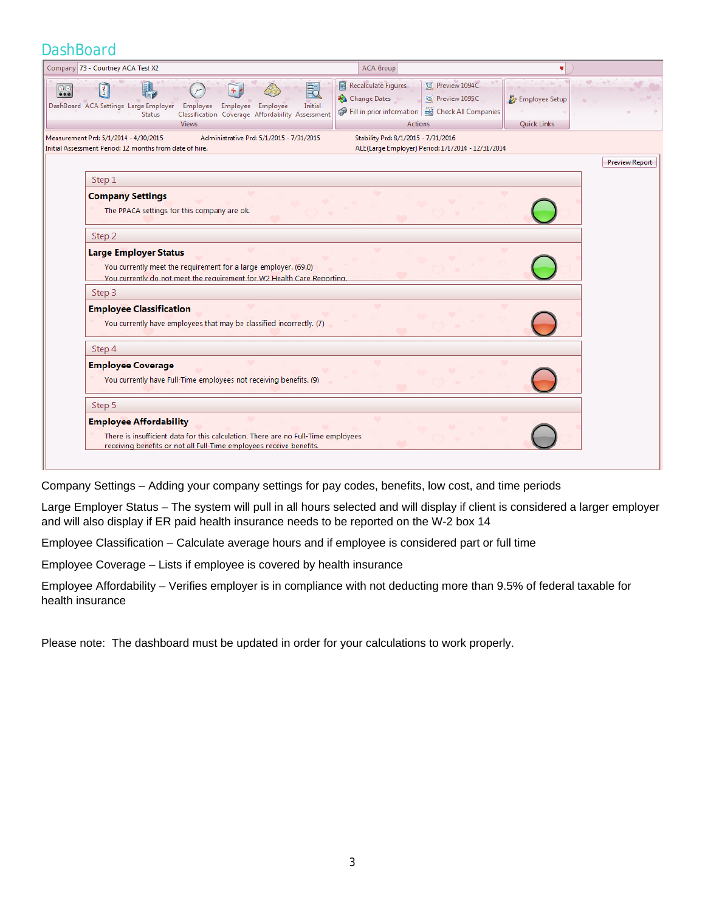# DashBoard

Company | 73 - Courtney ACA Test X2 | ACA Group

DashBoard | ACA Settings | Large Employer Status | Employee Classification | Employee Coverage | Employee Affordability | Initial Assessment

Views

Recalculate Figures | Preview 1094C
Change Dates | Preview 1095C
Fill in prior information | Check All Companies

Actions

Employee Setup

Quick Links

Measurement Prd: 5/1/2014 - 4/30/2015 Administrative Prd: 5/1/2015 - 7/31/2015 Stability Prd: 8/1/2015 - 7/31/2016
Initial Assessment Period: 12 months from date of hire. ALE(Large Employer) Period: 1/1/2014 - 12/31/2014

Preview Report

Step 1
**Company Settings**
The PPACA settings for this company are ok.

Step 2
**Large Employer Status**
You currently meet the requirement for a large employer. (69.0)
You currently do not meet the requirement for W2 Health Care Reporting.

Step 3
**Employee Classification**
You currently have employees that may be classified incorrectly. (7)

Step 4
**Employee Coverage**
You currently have Full-Time employees not receiving benefits. (9)

Step 5
**Employee Affordability**
There is insufficient data for this calculation. There are no Full-Time employees receiving benefits or not all Full-Time employees receive benefits.

Company Settings – Adding your company settings for pay codes, benefits, low cost, and time periods

Large Employer Status – The system will pull in all hours selected and will display if client is considered a larger employer and will also display if ER paid health insurance needs to be reported on the W-2 box 14

Employee Classification – Calculate average hours and if employee is considered part or full time

Employee Coverage – Lists if employee is covered by health insurance

Employee Affordability – Verifies employer is in compliance with not deducting more than 9.5% of federal taxable for health insurance

Please note: The dashboard must be updated in order for your calculations to work properly.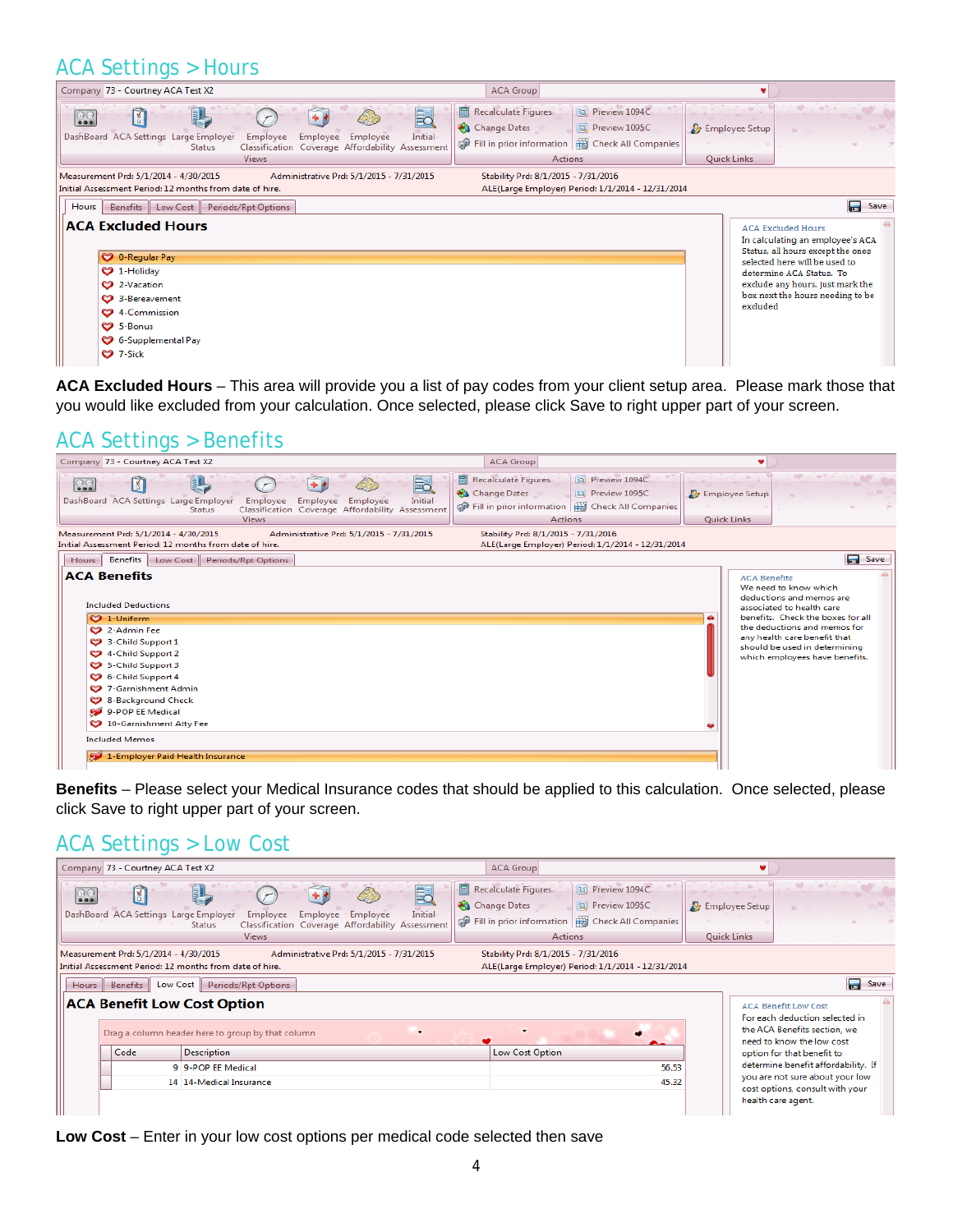## ACA Settings > Hours

Company 73 - Courtney ACA Test X2 | ACA Group

DashBoard | ACA Settings | Large Employer Status | Employee Classification | Employee Coverage | Employee Affordability | Initial Assessment (Views)

Recalculate Figures | Change Dates | Fill in prior information | Preview 1094C | Preview 1095C | Check All Companies (Actions)

Employee Setup (Quick Links)

Measurement Prd: 5/1/2014 - 4/30/2015 | Administrative Prd: 5/1/2015 - 7/31/2015 | Stability Prd: 8/1/2015 - 7/31/2016
Initial Assessment Period: 12 months from date of hire. | ALE(Large Employer) Period: 1/1/2014 - 12/31/2014

Hours | Benefits | Low Cost | Periods/Rpt Options | Save

**ACA Excluded Hours**

- 0-Regular Pay
- 1-Holiday
- 2-Vacation
- 3-Bereavement
- 4-Commission
- 5-Bonus
- 6-Supplemental Pay
- 7-Sick

ACA Excluded Hours
In calculating an employee's ACA Status, all hours except the ones selected here will be used to determine ACA Status. To exclude any hours, just mark the box next the hours needing to be excluded

**ACA Excluded Hours** – This area will provide you a list of pay codes from your client setup area. Please mark those that you would like excluded from your calculation. Once selected, please click Save to right upper part of your screen.

## ACA Settings > Benefits

Company 73 - Courtney ACA Test X2 | ACA Group

Measurement Prd: 5/1/2014 - 4/30/2015 | Administrative Prd: 5/1/2015 - 7/31/2015 | Stability Prd: 8/1/2015 - 7/31/2016
Initial Assessment Period: 12 months from date of hire. | ALE(Large Employer) Period: 1/1/2014 - 12/31/2014

Hours | Benefits | Low Cost | Periods/Rpt Options | Save

**ACA Benefits**

Included Deductions

- 1-Uniform
- 2-Admin Fee
- 3-Child Support 1
- 4-Child Support 2
- 5-Child Support 3
- 6-Child Support 4
- 7-Garnishment Admin
- 8-Background Check
- 9-POP EE Medical
- 10-Garnishment Atty Fee

Included Memos

- 1-Employer Paid Health Insurance

ACA Benefits
We need to know which deductions and memos are associated to health care benefits. Check the boxes for all the deductions and memos for any health care benefit that should be used in determining which employees have benefits.

**Benefits** – Please select your Medical Insurance codes that should be applied to this calculation. Once selected, please click Save to right upper part of your screen.

## ACA Settings > Low Cost

Company 73 - Courtney ACA Test X2 | ACA Group

Measurement Prd: 5/1/2014 - 4/30/2015 | Administrative Prd: 5/1/2015 - 7/31/2015 | Stability Prd: 8/1/2015 - 7/31/2016
Initial Assessment Period: 12 months from date of hire. | ALE(Large Employer) Period: 1/1/2014 - 12/31/2014

Hours | Benefits | Low Cost | Periods/Rpt Options | Save

**ACA Benefit Low Cost Option**

Drag a column header here to group by that column

| Code | Description | Low Cost Option |
|---|---|---|
| 9 | 9-POP EE Medical | 56.53 |
| 14 | 14-Medical Insurance | 45.32 |

ACA Benefit Low Cost
For each deduction selected in the ACA Benefits section, we need to know the low cost option for that benefit to determine benefit affordability. If you are not sure about your low cost options, consult with your health care agent.

**Low Cost** – Enter in your low cost options per medical code selected then save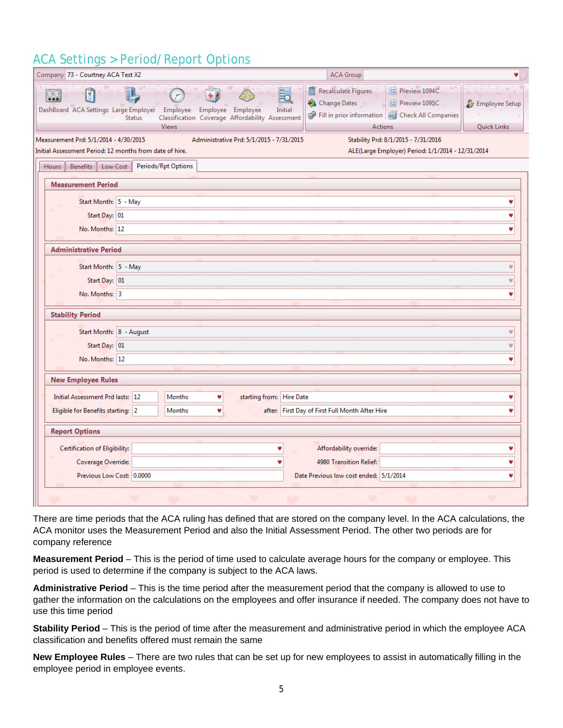# ACA Settings > Period/ Report Options

Company: 73 - Courtney ACA Test X2 | ACA Group:

DashBoard | ACA Settings | Large Employer Status | Employee Classification | Employee Coverage | Employee Affordability | Initial Assessment — Views

Recalculate Figures | Change Dates | Fill in prior information | Preview 1094C | Preview 1095C | Check All Companies — Actions

Employee Setup — Quick Links

Measurement Prd: 5/1/2014 - 4/30/2015 | Administrative Prd: 5/1/2015 - 7/31/2015 | Stability Prd: 8/1/2015 - 7/31/2016

Initial Assessment Period: 12 months from date of hire. | ALE(Large Employer) Period: 1/1/2014 - 12/31/2014

Hours | Benefits | Low Cost | Periods/Rpt Options

**Measurement Period**

Start Month: 5 - May
Start Day: 01
No. Months: 12

**Administrative Period**

Start Month: 5 - May
Start Day: 01
No. Months: 3

**Stability Period**

Start Month: 8 - August
Start Day: 01
No. Months: 12

**New Employee Rules**

Initial Assessment Prd lasts: 12 Months starting from: Hire Date
Eligible for Benefits starting: 2 Months after: First Day of First Full Month After Hire

**Report Options**

Certification of Eligibility: | Affordability override:
Coverage Override: | 4980 Transition Relief:
Previous Low Cost: 0.0000 | Date Previous low cost ended: 5/1/2014

There are time periods that the ACA ruling has defined that are stored on the company level. In the ACA calculations, the ACA monitor uses the Measurement Period and also the Initial Assessment Period. The other two periods are for company reference

**Measurement Period** – This is the period of time used to calculate average hours for the company or employee. This period is used to determine if the company is subject to the ACA laws.

**Administrative Period** – This is the time period after the measurement period that the company is allowed to use to gather the information on the calculations on the employees and offer insurance if needed. The company does not have to use this time period

**Stability Period** – This is the period of time after the measurement and administrative period in which the employee ACA classification and benefits offered must remain the same

**New Employee Rules** – There are two rules that can be set up for new employees to assist in automatically filling in the employee period in employee events.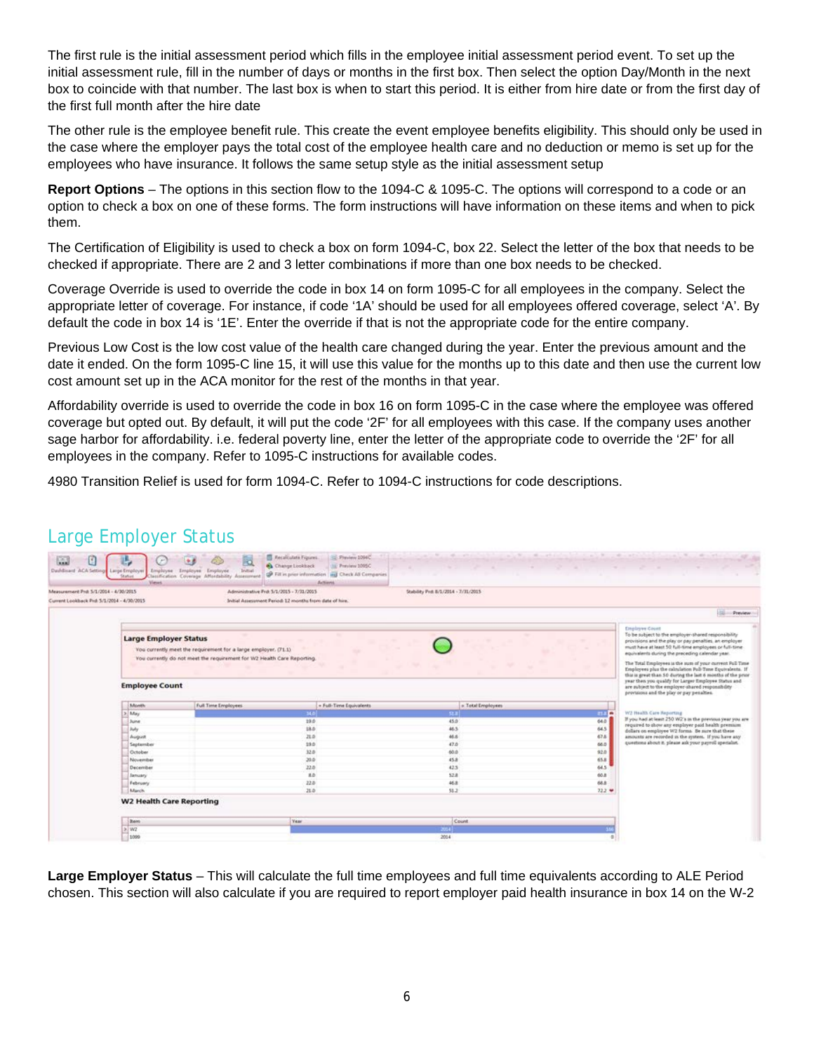The first rule is the initial assessment period which fills in the employee initial assessment period event. To set up the initial assessment rule, fill in the number of days or months in the first box. Then select the option Day/Month in the next box to coincide with that number. The last box is when to start this period. It is either from hire date or from the first day of the first full month after the hire date

The other rule is the employee benefit rule. This create the event employee benefits eligibility. This should only be used in the case where the employer pays the total cost of the employee health care and no deduction or memo is set up for the employees who have insurance. It follows the same setup style as the initial assessment setup

**Report Options** – The options in this section flow to the 1094-C & 1095-C. The options will correspond to a code or an option to check a box on one of these forms. The form instructions will have information on these items and when to pick them.

The Certification of Eligibility is used to check a box on form 1094-C, box 22. Select the letter of the box that needs to be checked if appropriate. There are 2 and 3 letter combinations if more than one box needs to be checked.

Coverage Override is used to override the code in box 14 on form 1095-C for all employees in the company. Select the appropriate letter of coverage. For instance, if code '1A' should be used for all employees offered coverage, select 'A'. By default the code in box 14 is '1E'. Enter the override if that is not the appropriate code for the entire company.

Previous Low Cost is the low cost value of the health care changed during the year. Enter the previous amount and the date it ended. On the form 1095-C line 15, it will use this value for the months up to this date and then use the current low cost amount set up in the ACA monitor for the rest of the months in that year.

Affordability override is used to override the code in box 16 on form 1095-C in the case where the employee was offered coverage but opted out. By default, it will put the code '2F' for all employees with this case. If the company uses another sage harbor for affordability. i.e. federal poverty line, enter the letter of the appropriate code to override the '2F' for all employees in the company. Refer to 1095-C instructions for available codes.

4980 Transition Relief is used for form 1094-C. Refer to 1094-C instructions for code descriptions.

## Large Employer Status

**Large Employer Status** – This will calculate the full time employees and full time equivalents according to ALE Period chosen. This section will also calculate if you are required to report employer paid health insurance in box 14 on the W-2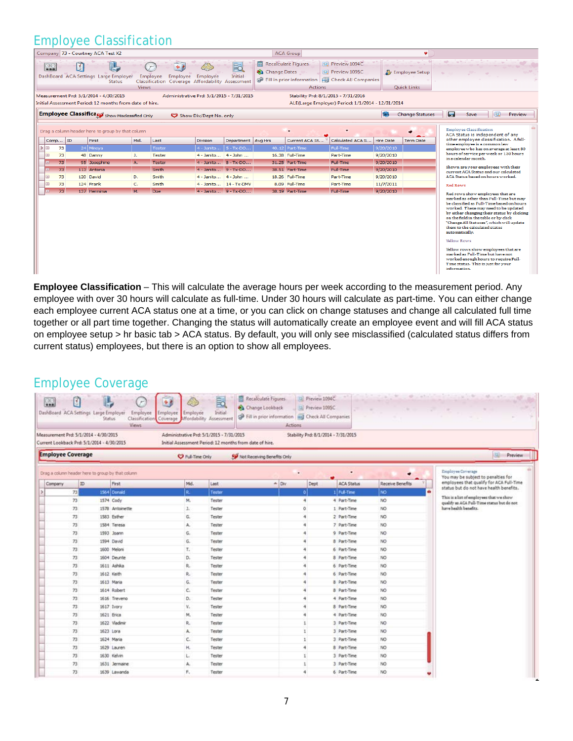## Employee Classification

**Employee Classification** – This will calculate the average hours per week according to the measurement period. Any employee with over 30 hours will calculate as full-time. Under 30 hours will calculate as part-time. You can either change each employee current ACA status one at a time, or you can click on change statuses and change all calculated full time together or all part time together. Changing the status will automatically create an employee event and will fill ACA status on employee setup > hr basic tab > ACA status. By default, you will only see misclassified (calculated status differs from current status) employees, but there is an option to show all employees.

## Employee Coverage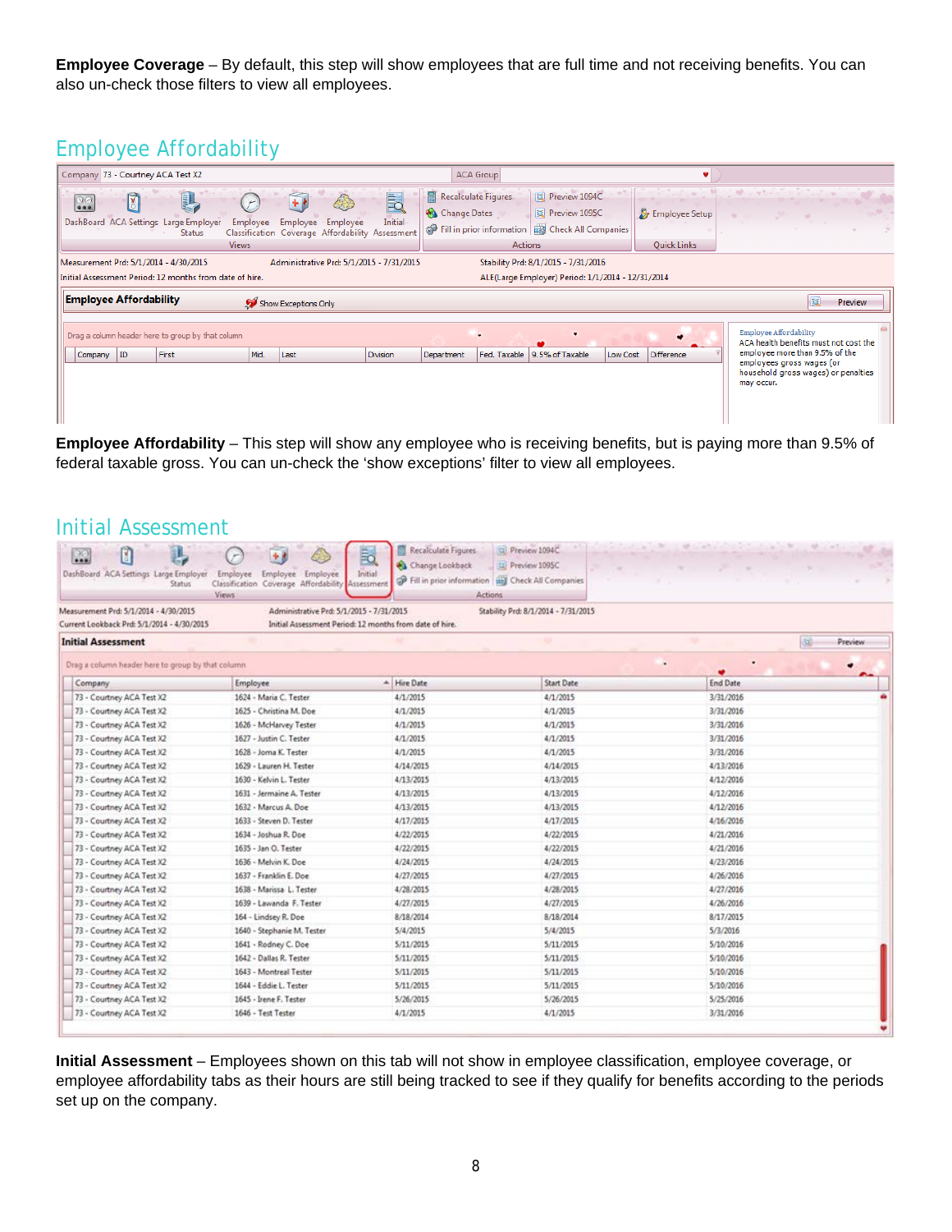**Employee Coverage** – By default, this step will show employees that are full time and not receiving benefits. You can also un-check those filters to view all employees.

## Employee Affordability

Company 73 - Courtney ACA Test X2 | ACA Group

DashBoard | ACA Settings | Large Employer Status | Employee Classification | Employee Coverage | Employee Affordability | Initial Assessment — Views

Recalculate Figures | Change Dates | Fill in prior information | Preview 1094C | Preview 1095C | Check All Companies — Actions

Employee Setup — Quick Links

Measurement Prd: 5/1/2014 - 4/30/2015 | Administrative Prd: 5/1/2015 - 7/31/2015 | Stability Prd: 8/1/2015 - 7/31/2016

Initial Assessment Period: 12 months from date of hire. | ALE(Large Employer) Period: 1/1/2014 - 12/31/2014

**Employee Affordability** | Show Exceptions Only | Preview

Drag a column header here to group by that column

| Company | ID | First | Mid. | Last | Division | Department | Fed. Taxable | 9.5% of Taxable | Low Cost | Difference |
|---|---|---|---|---|---|---|---|---|---|---|

Employee Affordability
ACA health benefits must not cost the employee more than 9.5% of the employees gross wages (or household gross wages) or penalties may occur.

**Employee Affordability** – This step will show any employee who is receiving benefits, but is paying more than 9.5% of federal taxable gross. You can un-check the 'show exceptions' filter to view all employees.

## Initial Assessment

DashBoard | ACA Settings | Large Employer Status | Employee Classification | Employee Coverage | Employee Affordability | Initial Assessment — Views

Recalculate Figures | Change Lookback | Fill in prior information | Preview 1094C | Preview 1095C | Check All Companies — Actions

Measurement Prd: 5/1/2014 - 4/30/2015 | Administrative Prd: 5/1/2015 - 7/31/2015 | Stability Prd: 8/1/2014 - 7/31/2015

Current Lookback Prd: 5/1/2014 - 4/30/2015 | Initial Assessment Period: 12 months from date of hire.

**Initial Assessment** | Preview

Drag a column header here to group by that column

| Company | Employee | Hire Date | Start Date | End Date |
|---|---|---|---|---|
| 73 - Courtney ACA Test X2 | 1624 - Maria C. Tester | 4/1/2015 | 4/1/2015 | 3/31/2016 |
| 73 - Courtney ACA Test X2 | 1625 - Christina M. Doe | 4/1/2015 | 4/1/2015 | 3/31/2016 |
| 73 - Courtney ACA Test X2 | 1626 - McHarvey Tester | 4/1/2015 | 4/1/2015 | 3/31/2016 |
| 73 - Courtney ACA Test X2 | 1627 - Justin C. Tester | 4/1/2015 | 4/1/2015 | 3/31/2016 |
| 73 - Courtney ACA Test X2 | 1628 - Joma K. Tester | 4/1/2015 | 4/1/2015 | 3/31/2016 |
| 73 - Courtney ACA Test X2 | 1629 - Lauren H. Tester | 4/14/2015 | 4/14/2015 | 4/13/2016 |
| 73 - Courtney ACA Test X2 | 1630 - Kelvin L. Tester | 4/13/2015 | 4/13/2015 | 4/12/2016 |
| 73 - Courtney ACA Test X2 | 1631 - Jermaine A. Tester | 4/13/2015 | 4/13/2015 | 4/12/2016 |
| 73 - Courtney ACA Test X2 | 1632 - Marcus A. Doe | 4/13/2015 | 4/13/2015 | 4/12/2016 |
| 73 - Courtney ACA Test X2 | 1633 - Steven D. Tester | 4/17/2015 | 4/17/2015 | 4/16/2016 |
| 73 - Courtney ACA Test X2 | 1634 - Joshua R. Doe | 4/22/2015 | 4/22/2015 | 4/21/2016 |
| 73 - Courtney ACA Test X2 | 1635 - Jan O. Tester | 4/22/2015 | 4/22/2015 | 4/21/2016 |
| 73 - Courtney ACA Test X2 | 1636 - Melvin K. Doe | 4/24/2015 | 4/24/2015 | 4/23/2016 |
| 73 - Courtney ACA Test X2 | 1637 - Franklin E. Doe | 4/27/2015 | 4/27/2015 | 4/26/2016 |
| 73 - Courtney ACA Test X2 | 1638 - Marissa L. Tester | 4/28/2015 | 4/28/2015 | 4/27/2016 |
| 73 - Courtney ACA Test X2 | 1639 - Lawanda F. Tester | 4/27/2015 | 4/27/2015 | 4/26/2016 |
| 73 - Courtney ACA Test X2 | 164 - Lindsey R. Doe | 8/18/2014 | 8/18/2014 | 8/17/2015 |
| 73 - Courtney ACA Test X2 | 1640 - Stephanie M. Tester | 5/4/2015 | 5/4/2015 | 5/3/2016 |
| 73 - Courtney ACA Test X2 | 1641 - Rodney C. Doe | 5/11/2015 | 5/11/2015 | 5/10/2016 |
| 73 - Courtney ACA Test X2 | 1642 - Dallas R. Tester | 5/11/2015 | 5/11/2015 | 5/10/2016 |
| 73 - Courtney ACA Test X2 | 1643 - Montreal Tester | 5/11/2015 | 5/11/2015 | 5/10/2016 |
| 73 - Courtney ACA Test X2 | 1644 - Eddie L. Tester | 5/11/2015 | 5/11/2015 | 5/10/2016 |
| 73 - Courtney ACA Test X2 | 1645 - Irene F. Tester | 5/26/2015 | 5/26/2015 | 5/25/2016 |
| 73 - Courtney ACA Test X2 | 1646 - Test Tester | 4/1/2015 | 4/1/2015 | 3/31/2016 |

**Initial Assessment** – Employees shown on this tab will not show in employee classification, employee coverage, or employee affordability tabs as their hours are still being tracked to see if they qualify for benefits according to the periods set up on the company.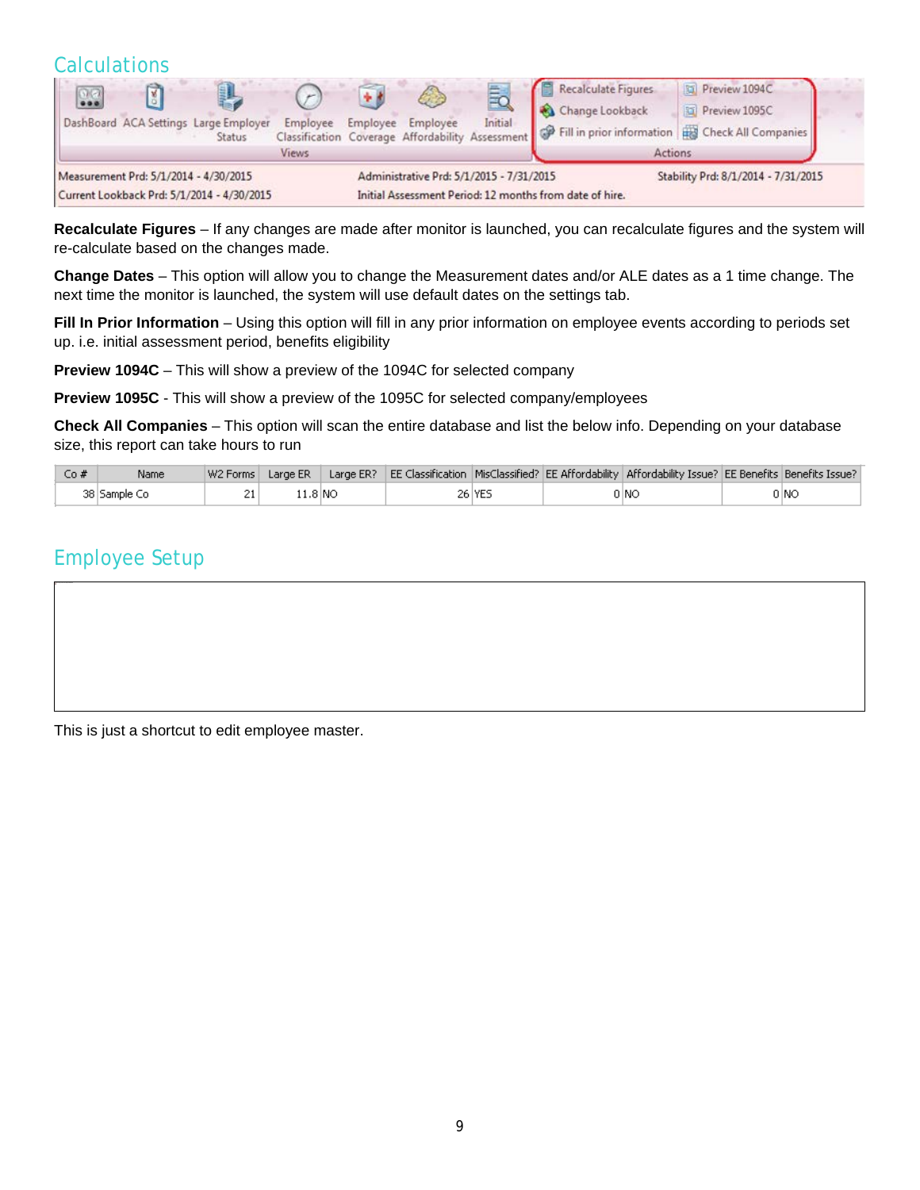## Calculations

Recalculate Figures – If any changes are made after monitor is launched, you can recalculate figures and the system will re-calculate based on the changes made.

**Change Dates** – This option will allow you to change the Measurement dates and/or ALE dates as a 1 time change. The next time the monitor is launched, the system will use default dates on the settings tab.

**Fill In Prior Information** – Using this option will fill in any prior information on employee events according to periods set up. i.e. initial assessment period, benefits eligibility

**Preview 1094C** – This will show a preview of the 1094C for selected company

**Preview 1095C** - This will show a preview of the 1095C for selected company/employees

**Check All Companies** – This option will scan the entire database and list the below info. Depending on your database size, this report can take hours to run

| Co # | Name | W2 Forms | Large ER | Large ER? | EE Classification | MisClassified? | EE Affordability | Affordability Issue? | EE Benefits | Benefits Issue? |
|---|---|---|---|---|---|---|---|---|---|---|
| 38 | Sample Co | 21 | 11.8 | NO | 26 | YES | 0 | NO | 0 | NO |

## Employee Setup

This is just a shortcut to edit employee master.